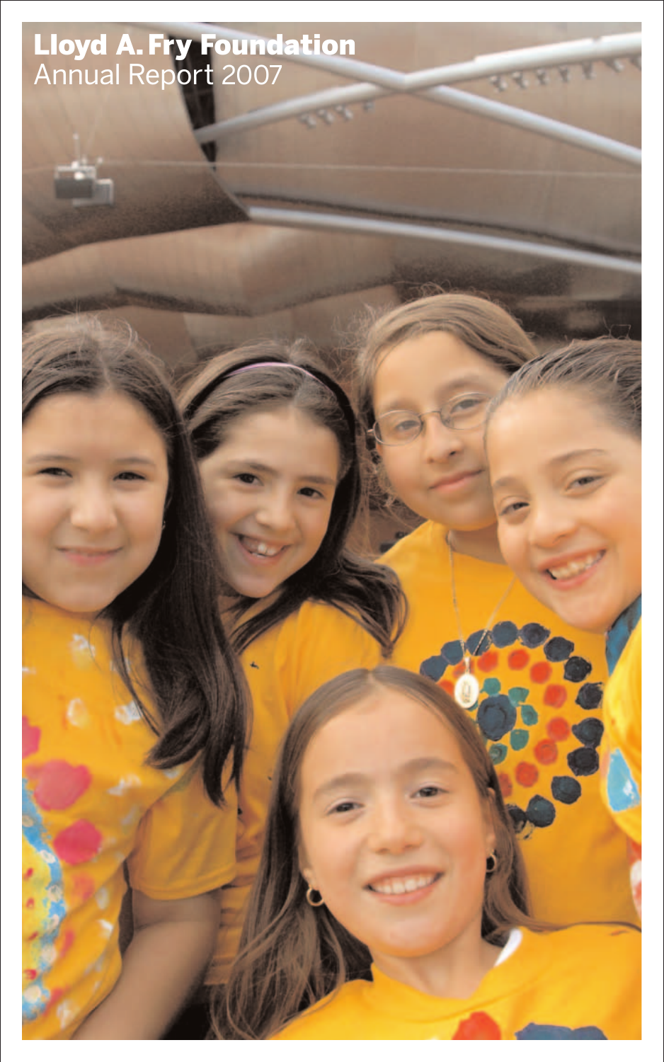# Lloyd A. Fry Foundation

Annual Report 2007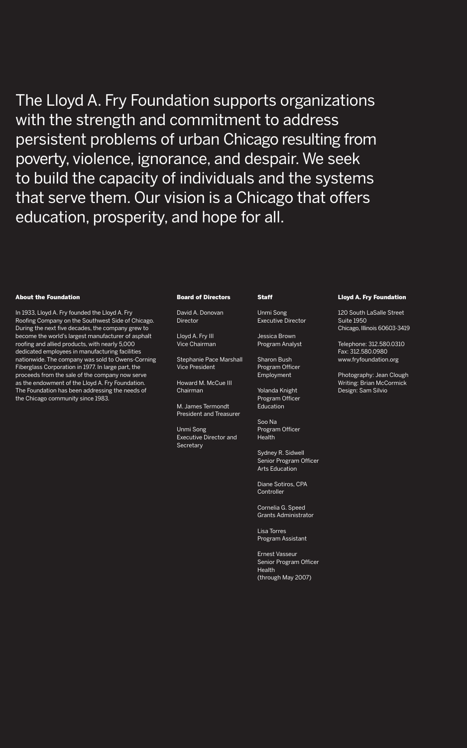The Lloyd A. Fry Foundation supports organizations with the strength and commitment to address persistent problems of urban Chicago resulting from poverty, violence, ignorance, and despair. We seek to build the capacity of individuals and the systems that serve them. Our vision is a Chicago that offers education, prosperity, and hope for all.

### About the Foundation

In 1933, Lloyd A. Fry founded the Lloyd A. Fry Roofing Company on the Southwest Side of Chicago. During the next five decades, the company grew to become the world's largest manufacturer of asphalt roofing and allied products, with nearly 5,000 dedicated employees in manufacturing facilities nationwide. The company was sold to Owens-Corning Fiberglass Corporation in 1977. In large part, the proceeds from the sale of the company now serve as the endowment of the Lloyd A. Fry Foundation. The Foundation has been addressing the needs of the Chicago community since 1983.

### Board of Directors

David A. Donovan
Director

Lloyd A. Fry III
Vice Chairman

Stephanie Pace Marshall
Vice President

Howard M. McCue III
Chairman

M. James Termondt
President and Treasurer

Unmi Song
Executive Director and Secretary

### Staff

Unmi Song
Executive Director

Jessica Brown
Program Analyst

Sharon Bush
Program Officer
Employment

Yolanda Knight
Program Officer
Education

Soo Na
Program Officer
Health

Sydney R. Sidwell
Senior Program Officer
Arts Education

Diane Sotiros, CPA
Controller

Cornelia G. Speed
Grants Administrator

Lisa Torres
Program Assistant

Ernest Vasseur
Senior Program Officer
Health
(through May 2007)

### Lloyd A. Fry Foundation

120 South LaSalle Street
Suite 1950
Chicago, Illinois 60603-3419

Telephone: 312.580.0310
Fax: 312.580.0980
www.fryfoundation.org

Photography: Jean Clough
Writing: Brian McCormick
Design: Sam Silvio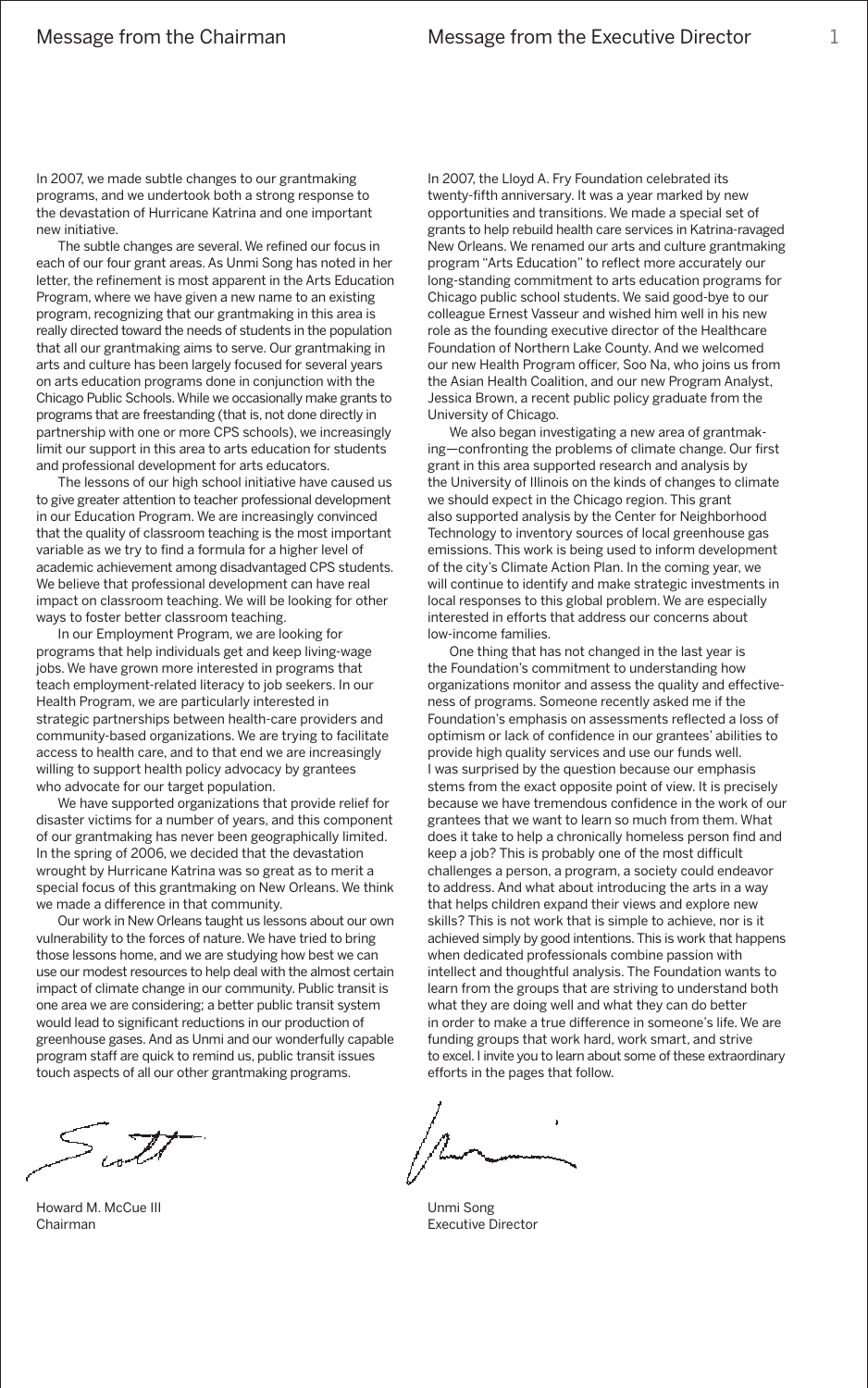## Message from the Chairman

In 2007, we made subtle changes to our grantmaking programs, and we undertook both a strong response to the devastation of Hurricane Katrina and one important new initiative.

The subtle changes are several. We refined our focus in each of our four grant areas. As Unmi Song has noted in her letter, the refinement is most apparent in the Arts Education Program, where we have given a new name to an existing program, recognizing that our grantmaking in this area is really directed toward the needs of students in the population that all our grantmaking aims to serve. Our grantmaking in arts and culture has been largely focused for several years on arts education programs done in conjunction with the Chicago Public Schools. While we occasionally make grants to programs that are freestanding (that is, not done directly in partnership with one or more CPS schools), we increasingly limit our support in this area to arts education for students and professional development for arts educators.

The lessons of our high school initiative have caused us to give greater attention to teacher professional development in our Education Program. We are increasingly convinced that the quality of classroom teaching is the most important variable as we try to find a formula for a higher level of academic achievement among disadvantaged CPS students. We believe that professional development can have real impact on classroom teaching. We will be looking for other ways to foster better classroom teaching.

In our Employment Program, we are looking for programs that help individuals get and keep living-wage jobs. We have grown more interested in programs that teach employment-related literacy to job seekers. In our Health Program, we are particularly interested in strategic partnerships between health-care providers and community-based organizations. We are trying to facilitate access to health care, and to that end we are increasingly willing to support health policy advocacy by grantees who advocate for our target population.

We have supported organizations that provide relief for disaster victims for a number of years, and this component of our grantmaking has never been geographically limited. In the spring of 2006, we decided that the devastation wrought by Hurricane Katrina was so great as to merit a special focus of this grantmaking on New Orleans. We think we made a difference in that community.

Our work in New Orleans taught us lessons about our own vulnerability to the forces of nature. We have tried to bring those lessons home, and we are studying how best we can use our modest resources to help deal with the almost certain impact of climate change in our community. Public transit is one area we are considering; a better public transit system would lead to significant reductions in our production of greenhouse gases. And as Unmi and our wonderfully capable program staff are quick to remind us, public transit issues touch aspects of all our other grantmaking programs.

Howard M. McCue III
Chairman

## Message from the Executive Director

In 2007, the Lloyd A. Fry Foundation celebrated its twenty-fifth anniversary. It was a year marked by new opportunities and transitions. We made a special set of grants to help rebuild health care services in Katrina-ravaged New Orleans. We renamed our arts and culture grantmaking program "Arts Education" to reflect more accurately our long-standing commitment to arts education programs for Chicago public school students. We said good-bye to our colleague Ernest Vasseur and wished him well in his new role as the founding executive director of the Healthcare Foundation of Northern Lake County. And we welcomed our new Health Program officer, Soo Na, who joins us from the Asian Health Coalition, and our new Program Analyst, Jessica Brown, a recent public policy graduate from the University of Chicago.

We also began investigating a new area of grantmaking—confronting the problems of climate change. Our first grant in this area supported research and analysis by the University of Illinois on the kinds of changes to climate we should expect in the Chicago region. This grant also supported analysis by the Center for Neighborhood Technology to inventory sources of local greenhouse gas emissions. This work is being used to inform development of the city's Climate Action Plan. In the coming year, we will continue to identify and make strategic investments in local responses to this global problem. We are especially interested in efforts that address our concerns about low-income families.

One thing that has not changed in the last year is the Foundation's commitment to understanding how organizations monitor and assess the quality and effectiveness of programs. Someone recently asked me if the Foundation's emphasis on assessments reflected a loss of optimism or lack of confidence in our grantees' abilities to provide high quality services and use our funds well. I was surprised by the question because our emphasis stems from the exact opposite point of view. It is precisely because we have tremendous confidence in the work of our grantees that we want to learn so much from them. What does it take to help a chronically homeless person find and keep a job? This is probably one of the most difficult challenges a person, a program, a society could endeavor to address. And what about introducing the arts in a way that helps children expand their views and explore new skills? This is not work that is simple to achieve, nor is it achieved simply by good intentions. This is work that happens when dedicated professionals combine passion with intellect and thoughtful analysis. The Foundation wants to learn from the groups that are striving to understand both what they are doing well and what they can do better in order to make a true difference in someone's life. We are funding groups that work hard, work smart, and strive to excel. I invite you to learn about some of these extraordinary efforts in the pages that follow.

Unmi Song
Executive Director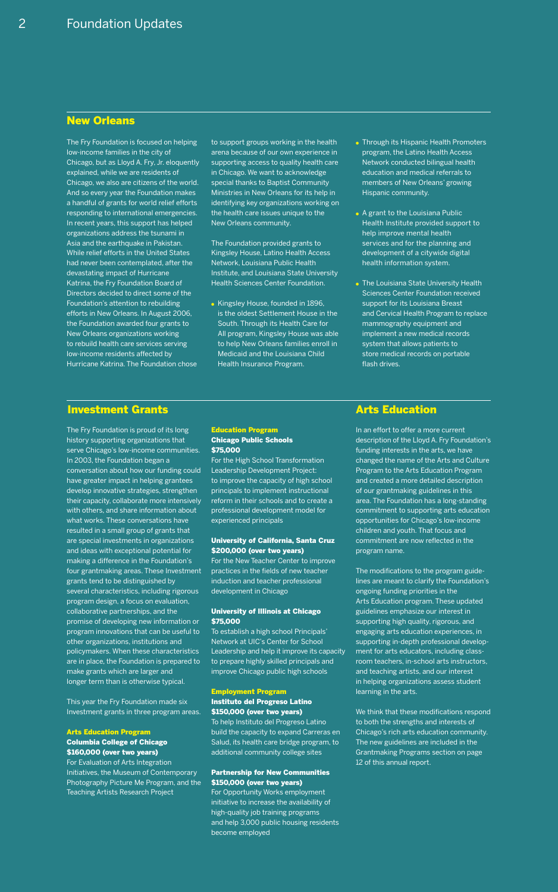## New Orleans

The Fry Foundation is focused on helping low-income families in the city of Chicago, but as Lloyd A. Fry, Jr. eloquently explained, while we are residents of Chicago, we also are citizens of the world. And so every year the Foundation makes a handful of grants for world relief efforts responding to international emergencies. In recent years, this support has helped organizations address the tsunami in Asia and the earthquake in Pakistan. While relief efforts in the United States had never been contemplated, after the devastating impact of Hurricane Katrina, the Fry Foundation Board of Directors decided to direct some of the Foundation's attention to rebuilding efforts in New Orleans. In August 2006, the Foundation awarded four grants to New Orleans organizations working to rebuild health care services serving low-income residents affected by Hurricane Katrina. The Foundation chose to support groups working in the health arena because of our own experience in supporting access to quality health care in Chicago. We want to acknowledge special thanks to Baptist Community Ministries in New Orleans for its help in identifying key organizations working on the health care issues unique to the New Orleans community.

The Foundation provided grants to Kingsley House, Latino Health Access Network, Louisiana Public Health Institute, and Louisiana State University Health Sciences Center Foundation.

- Kingsley House, founded in 1896, is the oldest Settlement House in the South. Through its Health Care for All program, Kingsley House was able to help New Orleans families enroll in Medicaid and the Louisiana Child Health Insurance Program.
- Through its Hispanic Health Promoters program, the Latino Health Access Network conducted bilingual health education and medical referrals to members of New Orleans' growing Hispanic community.
- A grant to the Louisiana Public Health Institute provided support to help improve mental health services and for the planning and development of a citywide digital health information system.
- The Louisiana State University Health Sciences Center Foundation received support for its Louisiana Breast and Cervical Health Program to replace mammography equipment and implement a new medical records system that allows patients to store medical records on portable flash drives.

## Investment Grants

The Fry Foundation is proud of its long history supporting organizations that serve Chicago's low-income communities. In 2003, the Foundation began a conversation about how our funding could have greater impact in helping grantees develop innovative strategies, strengthen their capacity, collaborate more intensively with others, and share information about what works. These conversations have resulted in a small group of grants that are special investments in organizations and ideas with exceptional potential for making a difference in the Foundation's four grantmaking areas. These Investment grants tend to be distinguished by several characteristics, including rigorous program design, a focus on evaluation, collaborative partnerships, and the promise of developing new information or program innovations that can be useful to other organizations, institutions and policymakers. When these characteristics are in place, the Foundation is prepared to make grants which are larger and longer term than is otherwise typical.

This year the Fry Foundation made six Investment grants in three program areas.

### Arts Education Program

**Columbia College of Chicago**
**$160,000 (over two years)**
For Evaluation of Arts Integration Initiatives, the Museum of Contemporary Photography Picture Me Program, and the Teaching Artists Research Project

### Education Program

**Chicago Public Schools**
**$75,000**
For the High School Transformation Leadership Development Project: to improve the capacity of high school principals to implement instructional reform in their schools and to create a professional development model for experienced principals

**University of California, Santa Cruz**
**$200,000 (over two years)**
For the New Teacher Center to improve practices in the fields of new teacher induction and teacher professional development in Chicago

**University of Illinois at Chicago**
**$75,000**
To establish a high school Principals' Network at UIC's Center for School Leadership and help it improve its capacity to prepare highly skilled principals and improve Chicago public high schools

### Employment Program

**Instituto del Progreso Latino**
**$150,000 (over two years)**
To help Instituto del Progreso Latino build the capacity to expand Carreras en Salud, its health care bridge program, to additional community college sites

**Partnership for New Communities**
**$150,000 (over two years)**
For Opportunity Works employment initiative to increase the availability of high-quality job training programs and help 3,000 public housing residents become employed

## Arts Education

In an effort to offer a more current description of the Lloyd A. Fry Foundation's funding interests in the arts, we have changed the name of the Arts and Culture Program to the Arts Education Program and created a more detailed description of our grantmaking guidelines in this area. The Foundation has a long-standing commitment to supporting arts education opportunities for Chicago's low-income children and youth. That focus and commitment are now reflected in the program name.

The modifications to the program guidelines are meant to clarify the Foundation's ongoing funding priorities in the Arts Education program. These updated guidelines emphasize our interest in supporting high quality, rigorous, and engaging arts education experiences, in supporting in-depth professional development for arts educators, including classroom teachers, in-school arts instructors, and teaching artists, and our interest in helping organizations assess student learning in the arts.

We think that these modifications respond to both the strengths and interests of Chicago's rich arts education community. The new guidelines are included in the Grantmaking Programs section on page 12 of this annual report.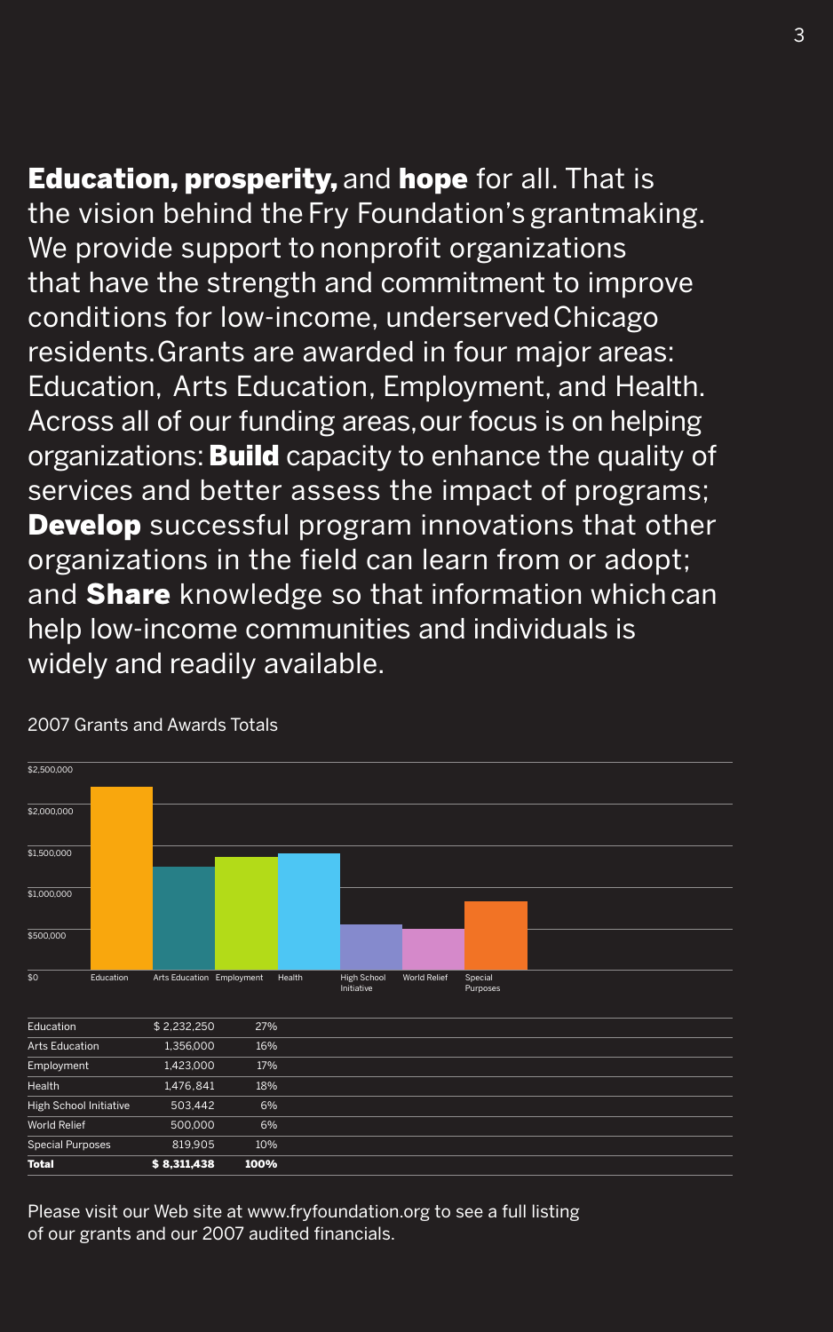**Education, prosperity,** and **hope** for all. That is the vision behind the Fry Foundation's grantmaking. We provide support to nonprofit organizations that have the strength and commitment to improve conditions for low-income, underserved Chicago residents. Grants are awarded in four major areas: Education, Arts Education, Employment, and Health. Across all of our funding areas, our focus is on helping organizations: **Build** capacity to enhance the quality of services and better assess the impact of programs; **Develop** successful program innovations that other organizations in the field can learn from or adopt; and **Share** knowledge so that information which can help low-income communities and individuals is widely and readily available.

2007 Grants and Awards Totals

| Category | Amount | Percent |
|---|---|---|
| Education | $ 2,232,250 | 27% |
| Arts Education | 1,356,000 | 16% |
| Employment | 1,423,000 | 17% |
| Health | 1,476,841 | 18% |
| High School Initiative | 503,442 | 6% |
| World Relief | 500,000 | 6% |
| Special Purposes | 819,905 | 10% |
| **Total** | **$ 8,311,438** | **100%** |

Please visit our Web site at www.fryfoundation.org to see a full listing of our grants and our 2007 audited financials.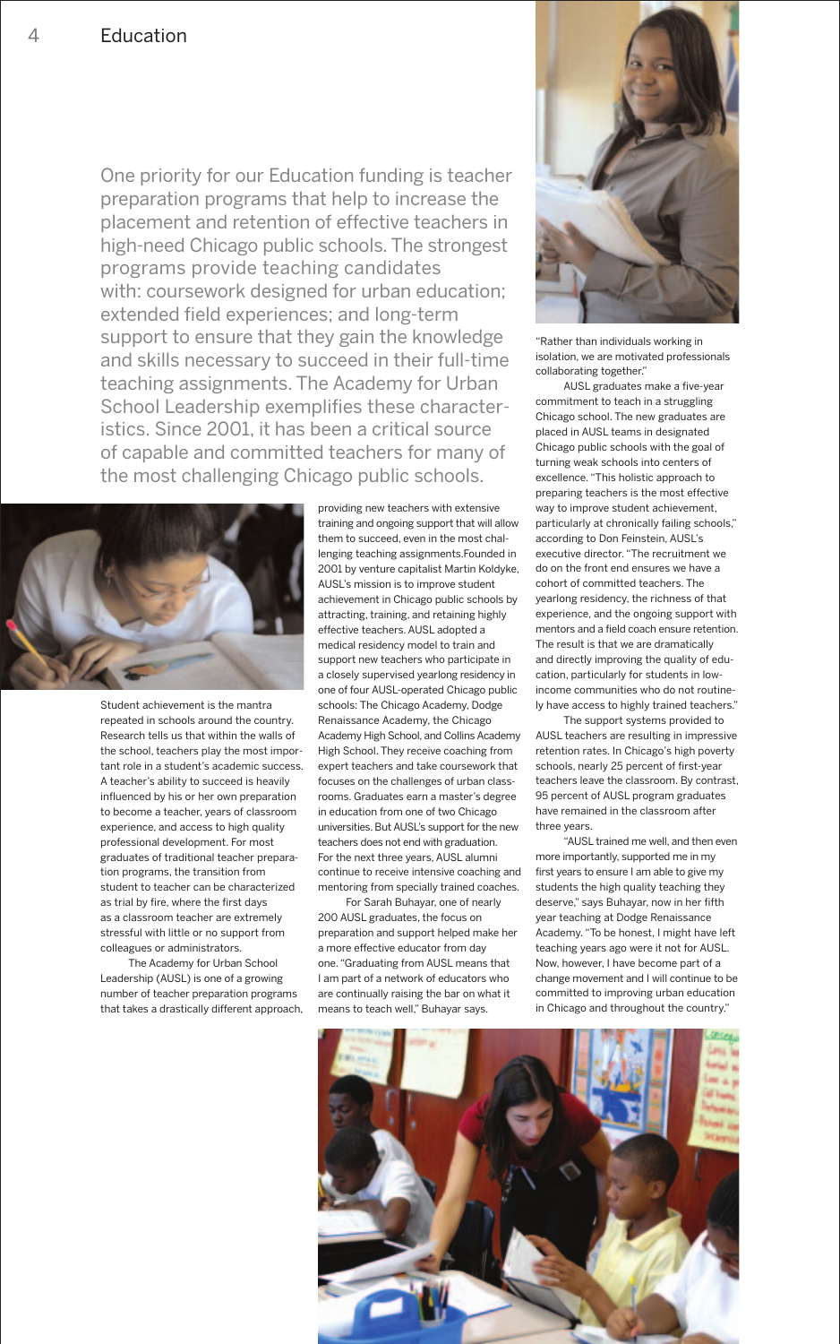# Education

One priority for our Education funding is teacher preparation programs that help to increase the placement and retention of effective teachers in high-need Chicago public schools. The strongest programs provide teaching candidates with: coursework designed for urban education; extended field experiences; and long-term support to ensure that they gain the knowledge and skills necessary to succeed in their full-time teaching assignments. The Academy for Urban School Leadership exemplifies these characteristics. Since 2001, it has been a critical source of capable and committed teachers for many of the most challenging Chicago public schools.

Student achievement is the mantra repeated in schools around the country. Research tells us that within the walls of the school, teachers play the most important role in a student's academic success. A teacher's ability to succeed is heavily influenced by his or her own preparation to become a teacher, years of classroom experience, and access to high quality professional development. For most graduates of traditional teacher preparation programs, the transition from student to teacher can be characterized as trial by fire, where the first days as a classroom teacher are extremely stressful with little or no support from colleagues or administrators.

The Academy for Urban School Leadership (AUSL) is one of a growing number of teacher preparation programs that takes a drastically different approach, providing new teachers with extensive training and ongoing support that will allow them to succeed, even in the most challenging teaching assignments.Founded in 2001 by venture capitalist Martin Koldyke, AUSL's mission is to improve student achievement in Chicago public schools by attracting, training, and retaining highly effective teachers. AUSL adopted a medical residency model to train and support new teachers who participate in a closely supervised yearlong residency in one of four AUSL-operated Chicago public schools: The Chicago Academy, Dodge Renaissance Academy, the Chicago Academy High School, and Collins Academy High School. They receive coaching from expert teachers and take coursework that focuses on the challenges of urban classrooms. Graduates earn a master's degree in education from one of two Chicago universities. But AUSL's support for the new teachers does not end with graduation. For the next three years, AUSL alumni continue to receive intensive coaching and mentoring from specially trained coaches.

For Sarah Buhayar, one of nearly 200 AUSL graduates, the focus on preparation and support helped make her a more effective educator from day one. "Graduating from AUSL means that I am part of a network of educators who are continually raising the bar on what it means to teach well," Buhayar says. "Rather than individuals working in isolation, we are motivated professionals collaborating together."

AUSL graduates make a five-year commitment to teach in a struggling Chicago school. The new graduates are placed in AUSL teams in designated Chicago public schools with the goal of turning weak schools into centers of excellence. "This holistic approach to preparing teachers is the most effective way to improve student achievement, particularly at chronically failing schools," according to Don Feinstein, AUSL's executive director. "The recruitment we do on the front end ensures we have a cohort of committed teachers. The yearlong residency, the richness of that experience, and the ongoing support with mentors and a field coach ensure retention. The result is that we are dramatically and directly improving the quality of education, particularly for students in low-income communities who do not routinely have access to highly trained teachers."

The support systems provided to AUSL teachers are resulting in impressive retention rates. In Chicago's high poverty schools, nearly 25 percent of first-year teachers leave the classroom. By contrast, 95 percent of AUSL program graduates have remained in the classroom after three years.

"AUSL trained me well, and then even more importantly, supported me in my first years to ensure I am able to give my students the high quality teaching they deserve," says Buhayar, now in her fifth year teaching at Dodge Renaissance Academy. "To be honest, I might have left teaching years ago were it not for AUSL. Now, however, I have become part of a change movement and I will continue to be committed to improving urban education in Chicago and throughout the country."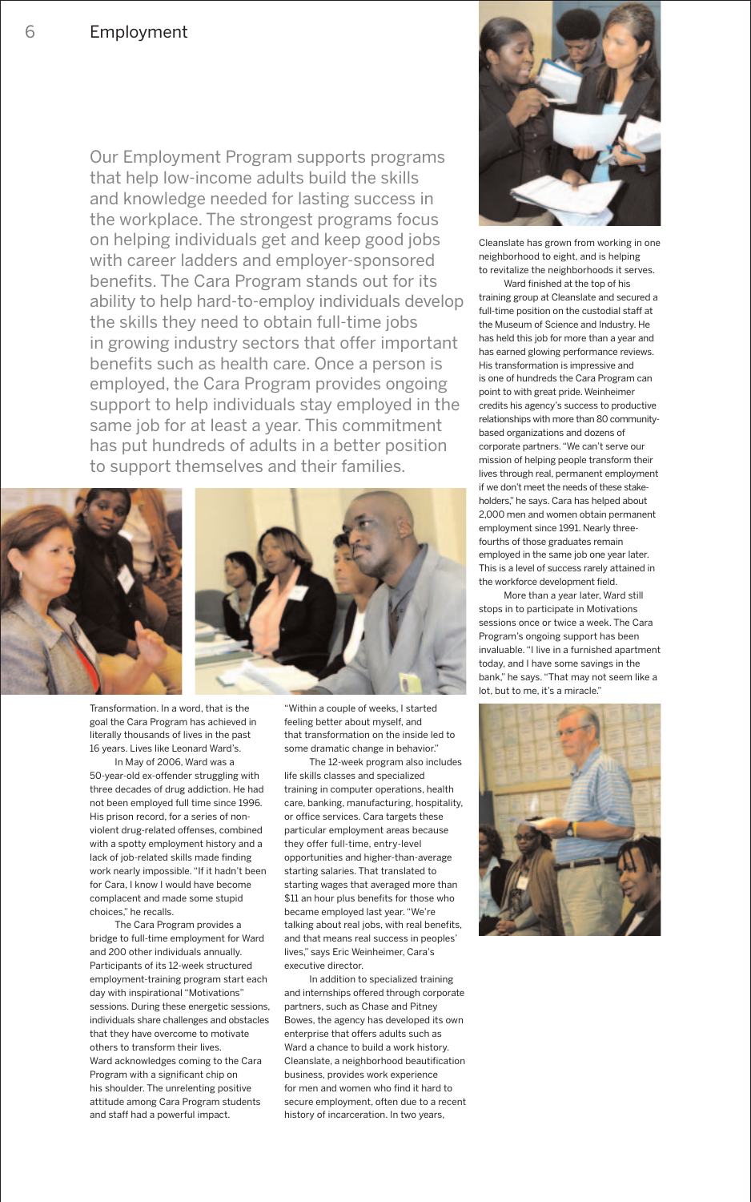# Employment

Our Employment Program supports programs that help low-income adults build the skills and knowledge needed for lasting success in the workplace. The strongest programs focus on helping individuals get and keep good jobs with career ladders and employer-sponsored benefits. The Cara Program stands out for its ability to help hard-to-employ individuals develop the skills they need to obtain full-time jobs in growing industry sectors that offer important benefits such as health care. Once a person is employed, the Cara Program provides ongoing support to help individuals stay employed in the same job for at least a year. This commitment has put hundreds of adults in a better position to support themselves and their families.

Transformation. In a word, that is the goal the Cara Program has achieved in literally thousands of lives in the past 16 years. Lives like Leonard Ward's.

In May of 2006, Ward was a 50-year-old ex-offender struggling with three decades of drug addiction. He had not been employed full time since 1996. His prison record, for a series of non-violent drug-related offenses, combined with a spotty employment history and a lack of job-related skills made finding work nearly impossible. "If it hadn't been for Cara, I know I would have become complacent and made some stupid choices," he recalls.

The Cara Program provides a bridge to full-time employment for Ward and 200 other individuals annually. Participants of its 12-week structured employment-training program start each day with inspirational "Motivations" sessions. During these energetic sessions, individuals share challenges and obstacles that they have overcome to motivate others to transform their lives. Ward acknowledges coming to the Cara Program with a significant chip on his shoulder. The unrelenting positive attitude among Cara Program students and staff had a powerful impact. "Within a couple of weeks, I started feeling better about myself, and that transformation on the inside led to some dramatic change in behavior."

The 12-week program also includes life skills classes and specialized training in computer operations, health care, banking, manufacturing, hospitality, or office services. Cara targets these particular employment areas because they offer full-time, entry-level opportunities and higher-than-average starting salaries. That translated to starting wages that averaged more than $11 an hour plus benefits for those who became employed last year. "We're talking about real jobs, with real benefits, and that means real success in peoples' lives," says Eric Weinheimer, Cara's executive director.

In addition to specialized training and internships offered through corporate partners, such as Chase and Pitney Bowes, the agency has developed its own enterprise that offers adults such as Ward a chance to build a work history. Cleanslate, a neighborhood beautification business, provides work experience for men and women who find it hard to secure employment, often due to a recent history of incarceration. In two years, Cleanslate has grown from working in one neighborhood to eight, and is helping to revitalize the neighborhoods it serves.

Ward finished at the top of his training group at Cleanslate and secured a full-time position on the custodial staff at the Museum of Science and Industry. He has held this job for more than a year and has earned glowing performance reviews. His transformation is impressive and is one of hundreds the Cara Program can point to with great pride. Weinheimer credits his agency's success to productive relationships with more than 80 community-based organizations and dozens of corporate partners. "We can't serve our mission of helping people transform their lives through real, permanent employment if we don't meet the needs of these stake-holders," he says. Cara has helped about 2,000 men and women obtain permanent employment since 1991. Nearly three-fourths of those graduates remain employed in the same job one year later. This is a level of success rarely attained in the workforce development field.

More than a year later, Ward still stops in to participate in Motivations sessions once or twice a week. The Cara Program's ongoing support has been invaluable. "I live in a furnished apartment today, and I have some savings in the bank," he says. "That may not seem like a lot, but to me, it's a miracle."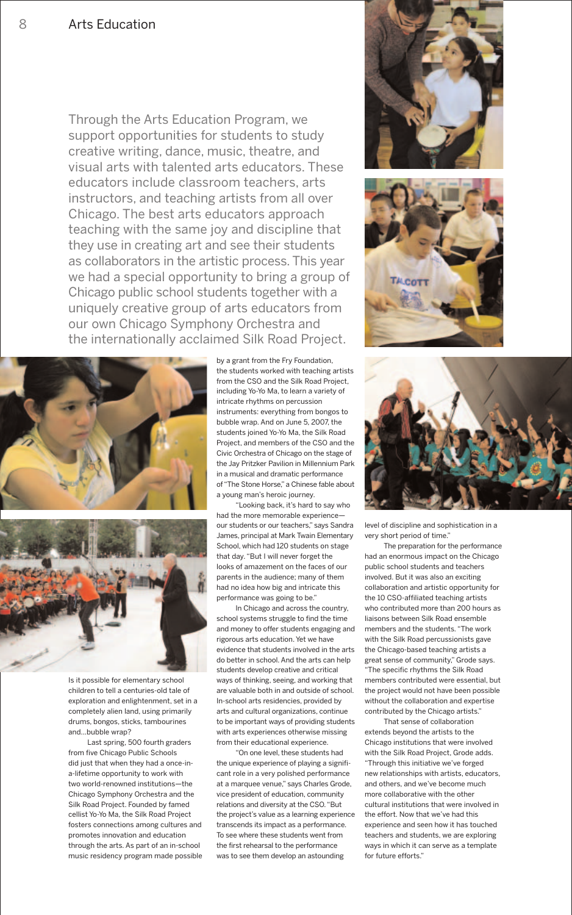# Arts Education

Through the Arts Education Program, we support opportunities for students to study creative writing, dance, music, theatre, and visual arts with talented arts educators. These educators include classroom teachers, arts instructors, and teaching artists from all over Chicago. The best arts educators approach teaching with the same joy and discipline that they use in creating art and see their students as collaborators in the artistic process. This year we had a special opportunity to bring a group of Chicago public school students together with a uniquely creative group of arts educators from our own Chicago Symphony Orchestra and the internationally acclaimed Silk Road Project.

Is it possible for elementary school children to tell a centuries-old tale of exploration and enlightenment, set in a completely alien land, using primarily drums, bongos, sticks, tambourines and…bubble wrap?

Last spring, 500 fourth graders from five Chicago Public Schools did just that when they had a once-in-a-lifetime opportunity to work with two world-renowned institutions—the Chicago Symphony Orchestra and the Silk Road Project. Founded by famed cellist Yo-Yo Ma, the Silk Road Project fosters connections among cultures and promotes innovation and education through the arts. As part of an in-school music residency program made possible by a grant from the Fry Foundation, the students worked with teaching artists from the CSO and the Silk Road Project, including Yo-Yo Ma, to learn a variety of intricate rhythms on percussion instruments: everything from bongos to bubble wrap. And on June 5, 2007, the students joined Yo-Yo Ma, the Silk Road Project, and members of the CSO and the Civic Orchestra of Chicago on the stage of the Jay Pritzker Pavilion in Millennium Park in a musical and dramatic performance of "The Stone Horse," a Chinese fable about a young man's heroic journey.

"Looking back, it's hard to say who had the more memorable experience—our students or our teachers," says Sandra James, principal at Mark Twain Elementary School, which had 120 students on stage that day. "But I will never forget the looks of amazement on the faces of our parents in the audience; many of them had no idea how big and intricate this performance was going to be."

In Chicago and across the country, school systems struggle to find the time and money to offer students engaging and rigorous arts education. Yet we have evidence that students involved in the arts do better in school. And the arts can help students develop creative and critical ways of thinking, seeing, and working that are valuable both in and outside of school. In-school arts residencies, provided by arts and cultural organizations, continue to be important ways of providing students with arts experiences otherwise missing from their educational experience.

"On one level, these students had the unique experience of playing a significant role in a very polished performance at a marquee venue," says Charles Grode, vice president of education, community relations and diversity at the CSO. "But the project's value as a learning experience transcends its impact as a performance. To see where these students went from the first rehearsal to the performance was to see them develop an astounding level of discipline and sophistication in a very short period of time."

The preparation for the performance had an enormous impact on the Chicago public school students and teachers involved. But it was also an exciting collaboration and artistic opportunity for the 10 CSO-affiliated teaching artists who contributed more than 200 hours as liaisons between Silk Road ensemble members and the students. "The work with the Silk Road percussionists gave the Chicago-based teaching artists a great sense of community," Grode says. "The specific rhythms the Silk Road members contributed were essential, but the project would not have been possible without the collaboration and expertise contributed by the Chicago artists."

That sense of collaboration extends beyond the artists to the Chicago institutions that were involved with the Silk Road Project, Grode adds. "Through this initiative we've forged new relationships with artists, educators, and others, and we've become much more collaborative with the other cultural institutions that were involved in the effort. Now that we've had this experience and seen how it has touched teachers and students, we are exploring ways in which it can serve as a template for future efforts."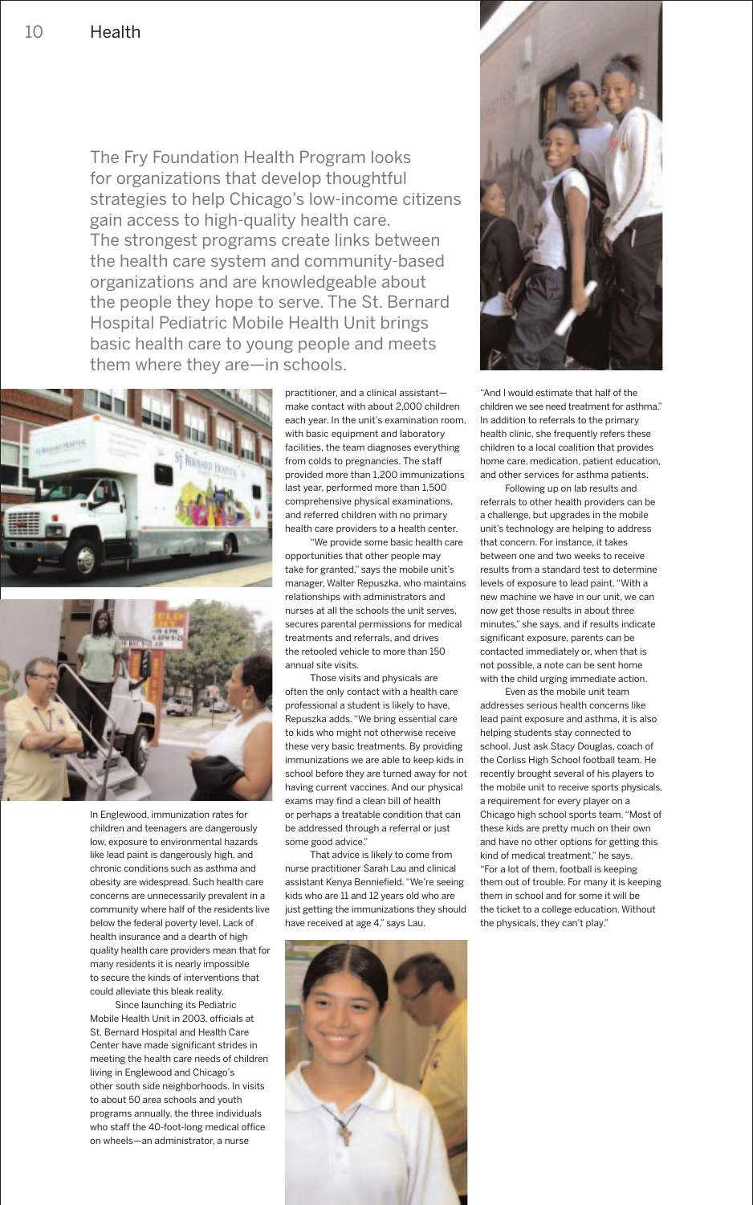## Health

The Fry Foundation Health Program looks for organizations that develop thoughtful strategies to help Chicago's low-income citizens gain access to high-quality health care. The strongest programs create links between the health care system and community-based organizations and are knowledgeable about the people they hope to serve. The St. Bernard Hospital Pediatric Mobile Health Unit brings basic health care to young people and meets them where they are—in schools.

In Englewood, immunization rates for children and teenagers are dangerously low, exposure to environmental hazards like lead paint is dangerously high, and chronic conditions such as asthma and obesity are widespread. Such health care concerns are unnecessarily prevalent in a community where half of the residents live below the federal poverty level. Lack of health insurance and a dearth of high quality health care providers mean that for many residents it is nearly impossible to secure the kinds of interventions that could alleviate this bleak reality.

Since launching its Pediatric Mobile Health Unit in 2003, officials at St. Bernard Hospital and Health Care Center have made significant strides in meeting the health care needs of children living in Englewood and Chicago's other south side neighborhoods. In visits to about 50 area schools and youth programs annually, the three individuals who staff the 40-foot-long medical office on wheels—an administrator, a nurse practitioner, and a clinical assistant—make contact with about 2,000 children each year. In the unit's examination room, with basic equipment and laboratory facilities, the team diagnoses everything from colds to pregnancies. The staff provided more than 1,200 immunizations last year, performed more than 1,500 comprehensive physical examinations, and referred children with no primary health care providers to a health center.

"We provide some basic health care opportunities that other people may take for granted," says the mobile unit's manager, Walter Repuszka, who maintains relationships with administrators and nurses at all the schools the unit serves, secures parental permissions for medical treatments and referrals, and drives the retooled vehicle to more than 150 annual site visits.

Those visits and physicals are often the only contact with a health care professional a student is likely to have, Repuszka adds. "We bring essential care to kids who might not otherwise receive these very basic treatments. By providing immunizations we are able to keep kids in school before they are turned away for not having current vaccines. And our physical exams may find a clean bill of health or perhaps a treatable condition that can be addressed through a referral or just some good advice."

That advice is likely to come from nurse practitioner Sarah Lau and clinical assistant Kenya Benniefield. "We're seeing kids who are 11 and 12 years old who are just getting the immunizations they should have received at age 4," says Lau. "And I would estimate that half of the children we see need treatment for asthma." In addition to referrals to the primary health clinic, she frequently refers these children to a local coalition that provides home care, medication, patient education, and other services for asthma patients.

Following up on lab results and referrals to other health providers can be a challenge, but upgrades in the mobile unit's technology are helping to address that concern. For instance, it takes between one and two weeks to receive results from a standard test to determine levels of exposure to lead paint. "With a new machine we have in our unit, we can now get those results in about three minutes," she says, and if results indicate significant exposure, parents can be contacted immediately or, when that is not possible, a note can be sent home with the child urging immediate action.

Even as the mobile unit team addresses serious health concerns like lead paint exposure and asthma, it is also helping students stay connected to school. Just ask Stacy Douglas, coach of the Corliss High School football team. He recently brought several of his players to the mobile unit to receive sports physicals, a requirement for every player on a Chicago high school sports team. "Most of these kids are pretty much on their own and have no other options for getting this kind of medical treatment," he says. "For a lot of them, football is keeping them out of trouble. For many it is keeping them in school and for some it will be the ticket to a college education. Without the physicals, they can't play."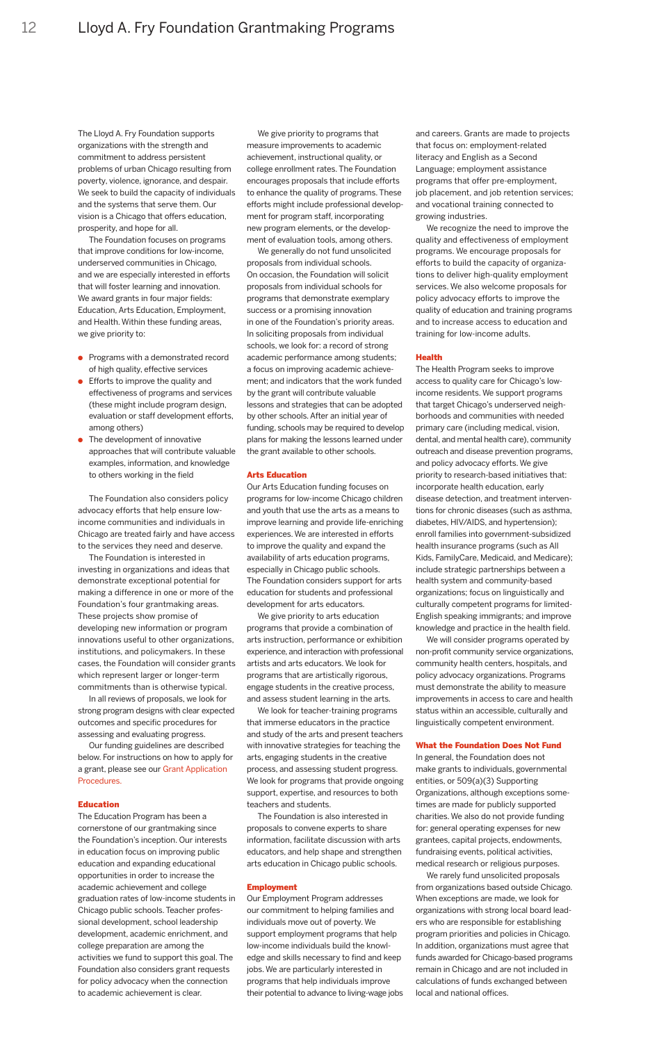# Lloyd A. Fry Foundation Grantmaking Programs

The Lloyd A. Fry Foundation supports organizations with the strength and commitment to address persistent problems of urban Chicago resulting from poverty, violence, ignorance, and despair. We seek to build the capacity of individuals and the systems that serve them. Our vision is a Chicago that offers education, prosperity, and hope for all.

The Foundation focuses on programs that improve conditions for low-income, underserved communities in Chicago, and we are especially interested in efforts that will foster learning and innovation. We award grants in four major fields: Education, Arts Education, Employment, and Health. Within these funding areas, we give priority to:

- Programs with a demonstrated record of high quality, effective services
- Efforts to improve the quality and effectiveness of programs and services (these might include program design, evaluation or staff development efforts, among others)
- The development of innovative approaches that will contribute valuable examples, information, and knowledge to others working in the field

The Foundation also considers policy advocacy efforts that help ensure low-income communities and individuals in Chicago are treated fairly and have access to the services they need and deserve.

The Foundation is interested in investing in organizations and ideas that demonstrate exceptional potential for making a difference in one or more of the Foundation's four grantmaking areas. These projects show promise of developing new information or program innovations useful to other organizations, institutions, and policymakers. In these cases, the Foundation will consider grants which represent larger or longer-term commitments than is otherwise typical.

In all reviews of proposals, we look for strong program designs with clear expected outcomes and specific procedures for assessing and evaluating progress.

Our funding guidelines are described below. For instructions on how to apply for a grant, please see our Grant Application Procedures.

## Education

The Education Program has been a cornerstone of our grantmaking since the Foundation's inception. Our interests in education focus on improving public education and expanding educational opportunities in order to increase the academic achievement and college graduation rates of low-income students in Chicago public schools. Teacher professional development, school leadership development, academic enrichment, and college preparation are among the activities we fund to support this goal. The Foundation also considers grant requests for policy advocacy when the connection to academic achievement is clear.

We give priority to programs that measure improvements to academic achievement, instructional quality, or college enrollment rates. The Foundation encourages proposals that include efforts to enhance the quality of programs. These efforts might include professional development for program staff, incorporating new program elements, or the development of evaluation tools, among others.

We generally do not fund unsolicited proposals from individual schools. On occasion, the Foundation will solicit proposals from individual schools for programs that demonstrate exemplary success or a promising innovation in one of the Foundation's priority areas. In soliciting proposals from individual schools, we look for: a record of strong academic performance among students; a focus on improving academic achievement; and indicators that the work funded by the grant will contribute valuable lessons and strategies that can be adopted by other schools. After an initial year of funding, schools may be required to develop plans for making the lessons learned under the grant available to other schools.

## Arts Education

Our Arts Education funding focuses on programs for low-income Chicago children and youth that use the arts as a means to improve learning and provide life-enriching experiences. We are interested in efforts to improve the quality and expand the availability of arts education programs, especially in Chicago public schools. The Foundation considers support for arts education for students and professional development for arts educators.

We give priority to arts education programs that provide a combination of arts instruction, performance or exhibition experience, and interaction with professional artists and arts educators. We look for programs that are artistically rigorous, engage students in the creative process, and assess student learning in the arts.

We look for teacher-training programs that immerse educators in the practice and study of the arts and present teachers with innovative strategies for teaching the arts, engaging students in the creative process, and assessing student progress. We look for programs that provide ongoing support, expertise, and resources to both teachers and students.

The Foundation is also interested in proposals to convene experts to share information, facilitate discussion with arts educators, and help shape and strengthen arts education in Chicago public schools.

## Employment

Our Employment Program addresses our commitment to helping families and individuals move out of poverty. We support employment programs that help low-income individuals build the knowledge and skills necessary to find and keep jobs. We are particularly interested in programs that help individuals improve their potential to advance to living-wage jobs and careers. Grants are made to projects that focus on: employment-related literacy and English as a Second Language; employment assistance programs that offer pre-employment, job placement, and job retention services; and vocational training connected to growing industries.

We recognize the need to improve the quality and effectiveness of employment programs. We encourage proposals for efforts to build the capacity of organizations to deliver high-quality employment services. We also welcome proposals for policy advocacy efforts to improve the quality of education and training programs and to increase access to education and training for low-income adults.

## Health

The Health Program seeks to improve access to quality care for Chicago's low-income residents. We support programs that target Chicago's underserved neighborhoods and communities with needed primary care (including medical, vision, dental, and mental health care), community outreach and disease prevention programs, and policy advocacy efforts. We give priority to research-based initiatives that: incorporate health education, early disease detection, and treatment interventions for chronic diseases (such as asthma, diabetes, HIV/AIDS, and hypertension); enroll families into government-subsidized health insurance programs (such as All Kids, FamilyCare, Medicaid, and Medicare); include strategic partnerships between a health system and community-based organizations; focus on linguistically and culturally competent programs for limited-English speaking immigrants; and improve knowledge and practice in the health field.

We will consider programs operated by non-profit community service organizations, community health centers, hospitals, and policy advocacy organizations. Programs must demonstrate the ability to measure improvements in access to care and health status within an accessible, culturally and linguistically competent environment.

## What the Foundation Does Not Fund

In general, the Foundation does not make grants to individuals, governmental entities, or 509(a)(3) Supporting Organizations, although exceptions sometimes are made for publicly supported charities. We also do not provide funding for: general operating expenses for new grantees, capital projects, endowments, fundraising events, political activities, medical research or religious purposes.

We rarely fund unsolicited proposals from organizations based outside Chicago. When exceptions are made, we look for organizations with strong local board leaders who are responsible for establishing program priorities and policies in Chicago. In addition, organizations must agree that funds awarded for Chicago-based programs remain in Chicago and are not included in calculations of funds exchanged between local and national offices.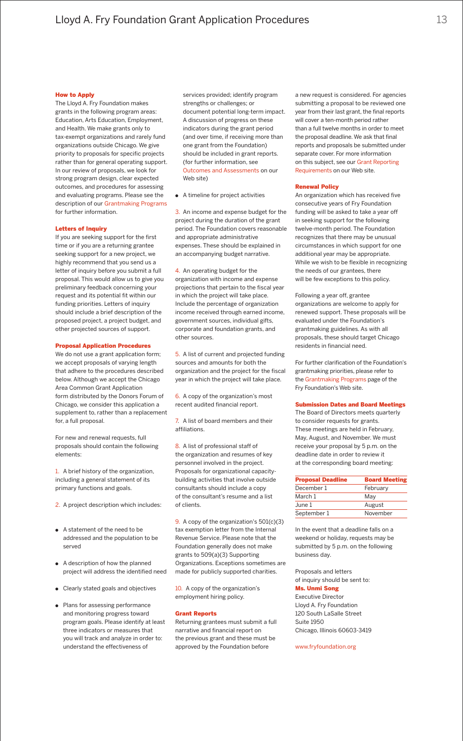# Lloyd A. Fry Foundation Grant Application Procedures

## How to Apply

The Lloyd A. Fry Foundation makes grants in the following program areas: Education, Arts Education, Employment, and Health. We make grants only to tax-exempt organizations and rarely fund organizations outside Chicago. We give priority to proposals for specific projects rather than for general operating support. In our review of proposals, we look for strong program design, clear expected outcomes, and procedures for assessing and evaluating programs. Please see the description of our Grantmaking Programs for further information.

## Letters of Inquiry

If you are seeking support for the first time or if you are a returning grantee seeking support for a new project, we highly recommend that you send us a letter of inquiry before you submit a full proposal. This would allow us to give you preliminary feedback concerning your request and its potential fit within our funding priorities. Letters of inquiry should include a brief description of the proposed project, a project budget, and other projected sources of support.

## Proposal Application Procedures

We do not use a grant application form; we accept proposals of varying length that adhere to the procedures described below. Although we accept the Chicago Area Common Grant Application form distributed by the Donors Forum of Chicago, we consider this application a supplement to, rather than a replacement for, a full proposal.

For new and renewal requests, full proposals should contain the following elements:

1. A brief history of the organization, including a general statement of its primary functions and goals.

2. A project description which includes:

- A statement of the need to be addressed and the population to be served
- A description of how the planned project will address the identified need
- Clearly stated goals and objectives
- Plans for assessing performance and monitoring progress toward program goals. Please identify at least three indicators or measures that you will track and analyze in order to: understand the effectiveness of services provided; identify program strengths or challenges; or document potential long-term impact. A discussion of progress on these indicators during the grant period (and over time, if receiving more than one grant from the Foundation) should be included in grant reports. (for further information, see Outcomes and Assessments on our Web site)
- A timeline for project activities

3. An income and expense budget for the project during the duration of the grant period. The Foundation covers reasonable and appropriate administrative expenses. These should be explained in an accompanying budget narrative.

4. An operating budget for the organization with income and expense projections that pertain to the fiscal year in which the project will take place. Include the percentage of organization income received through earned income, government sources, individual gifts, corporate and foundation grants, and other sources.

5. A list of current and projected funding sources and amounts for both the organization and the project for the fiscal year in which the project will take place.

6. A copy of the organization's most recent audited financial report.

7. A list of board members and their affiliations.

8. A list of professional staff of the organization and resumes of key personnel involved in the project. Proposals for organizational capacity-building activities that involve outside consultants should include a copy of the consultant's resume and a list of clients.

9. A copy of the organization's 501(c)(3) tax exemption letter from the Internal Revenue Service. Please note that the Foundation generally does not make grants to 509(a)(3) Supporting Organizations. Exceptions sometimes are made for publicly supported charities.

10. A copy of the organization's employment hiring policy.

## Grant Reports

Returning grantees must submit a full narrative and financial report on the previous grant and these must be approved by the Foundation before a new request is considered. For agencies submitting a proposal to be reviewed one year from their last grant, the final reports will cover a ten-month period rather than a full twelve months in order to meet the proposal deadline. We ask that final reports and proposals be submitted under separate cover. For more information on this subject, see our Grant Reporting Requirements on our Web site.

## Renewal Policy

An organization which has received five consecutive years of Fry Foundation funding will be asked to take a year off in seeking support for the following twelve-month period. The Foundation recognizes that there may be unusual circumstances in which support for one additional year may be appropriate. While we wish to be flexible in recognizing the needs of our grantees, there will be few exceptions to this policy.

Following a year off, grantee organizations are welcome to apply for renewed support. These proposals will be evaluated under the Foundation's grantmaking guidelines. As with all proposals, these should target Chicago residents in financial need.

For further clarification of the Foundation's grantmaking priorities, please refer to the Grantmaking Programs page of the Fry Foundation's Web site.

## Submission Dates and Board Meetings

The Board of Directors meets quarterly to consider requests for grants. These meetings are held in February, May, August, and November. We must receive your proposal by 5 p.m. on the deadline date in order to review it at the corresponding board meeting:

| Proposal Deadline | Board Meeting |
|---|---|
| December 1 | February |
| March 1 | May |
| June 1 | August |
| September 1 | November |

In the event that a deadline falls on a weekend or holiday, requests may be submitted by 5 p.m. on the following business day.

Proposals and letters of inquiry should be sent to:

**Ms. Unmi Song**
Executive Director
Lloyd A. Fry Foundation
120 South LaSalle Street
Suite 1950
Chicago, Illinois 60603-3419

www.fryfoundation.org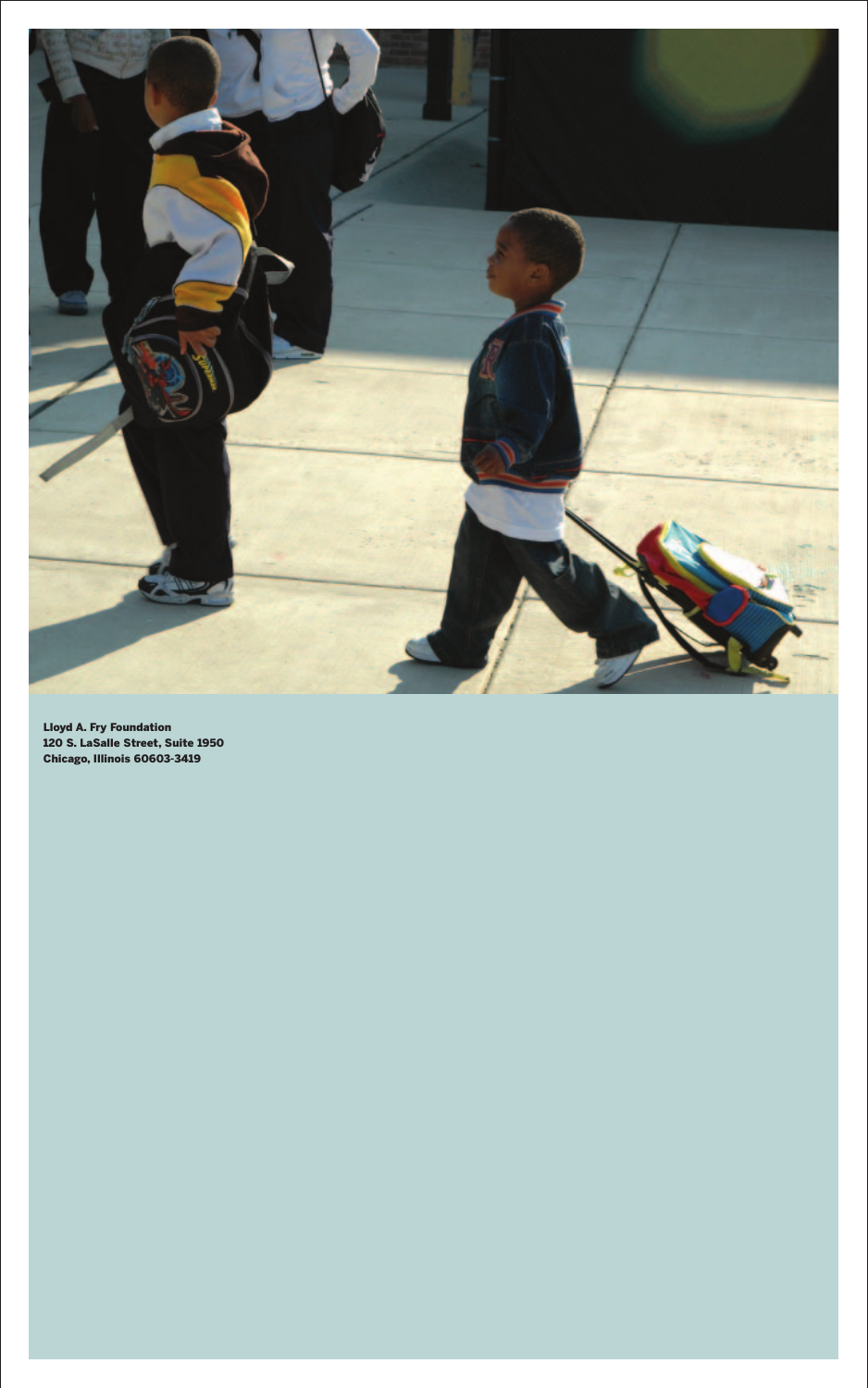**Lloyd A. Fry Foundation**
**120 S. LaSalle Street, Suite 1950**
**Chicago, Illinois 60603-3419**